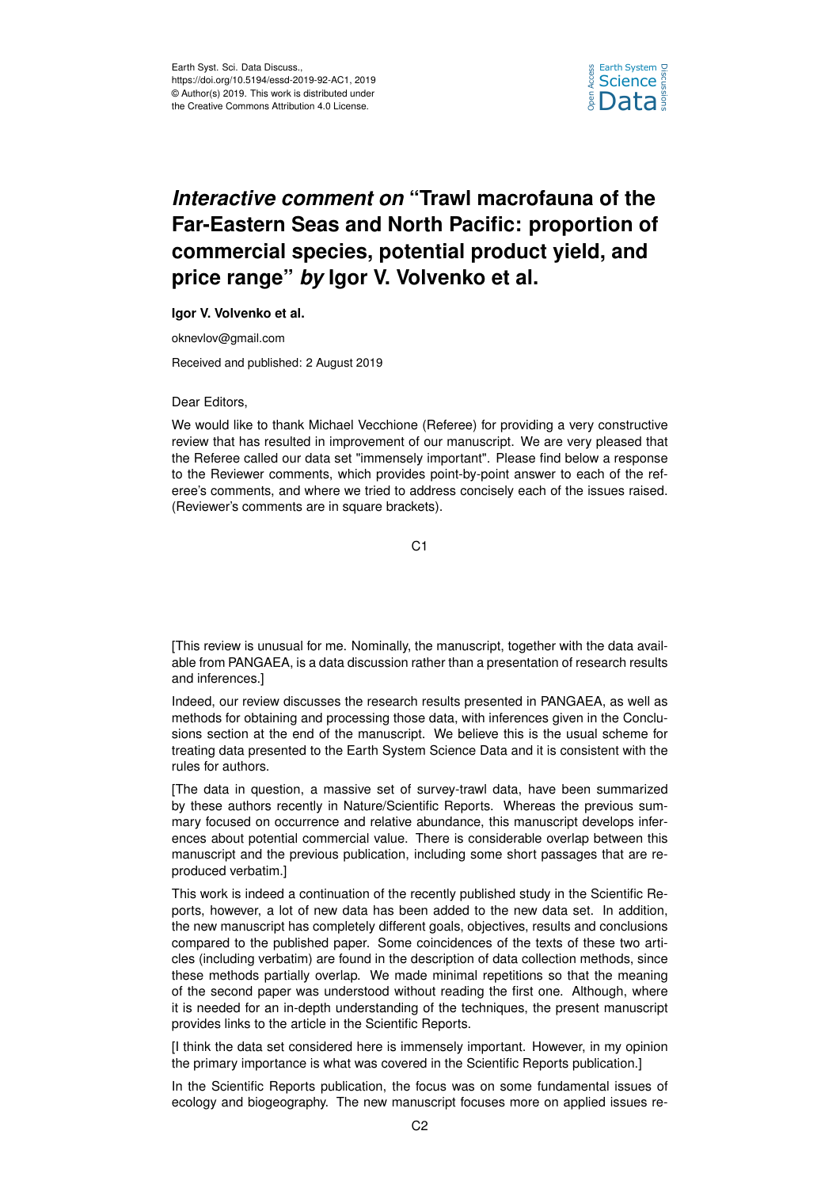Earth Syst. Sci. Data Discuss.,
https://doi.org/10.5194/essd-2019-92-AC1, 2019
© Author(s) 2019. This work is distributed under
the Creative Commons Attribution 4.0 License.

# *Interactive comment on* "Trawl macrofauna of the Far-Eastern Seas and North Pacific: proportion of commercial species, potential product yield, and price range" *by* Igor V. Volvenko et al.

**Igor V. Volvenko et al.**

oknevlov@gmail.com

Received and published: 2 August 2019

Dear Editors,

We would like to thank Michael Vecchione (Referee) for providing a very constructive review that has resulted in improvement of our manuscript. We are very pleased that the Referee called our data set "immensely important". Please find below a response to the Reviewer comments, which provides point-by-point answer to each of the referee's comments, and where we tried to address concisely each of the issues raised. (Reviewer's comments are in square brackets).

[This review is unusual for me. Nominally, the manuscript, together with the data available from PANGAEA, is a data discussion rather than a presentation of research results and inferences.]

Indeed, our review discusses the research results presented in PANGAEA, as well as methods for obtaining and processing those data, with inferences given in the Conclusions section at the end of the manuscript. We believe this is the usual scheme for treating data presented to the Earth System Science Data and it is consistent with the rules for authors.

[The data in question, a massive set of survey-trawl data, have been summarized by these authors recently in Nature/Scientific Reports. Whereas the previous summary focused on occurrence and relative abundance, this manuscript develops inferences about potential commercial value. There is considerable overlap between this manuscript and the previous publication, including some short passages that are reproduced verbatim.]

This work is indeed a continuation of the recently published study in the Scientific Reports, however, a lot of new data has been added to the new data set. In addition, the new manuscript has completely different goals, objectives, results and conclusions compared to the published paper. Some coincidences of the texts of these two articles (including verbatim) are found in the description of data collection methods, since these methods partially overlap. We made minimal repetitions so that the meaning of the second paper was understood without reading the first one. Although, where it is needed for an in-depth understanding of the techniques, the present manuscript provides links to the article in the Scientific Reports.

[I think the data set considered here is immensely important. However, in my opinion the primary importance is what was covered in the Scientific Reports publication.]

In the Scientific Reports publication, the focus was on some fundamental issues of ecology and biogeography. The new manuscript focuses more on applied issues re-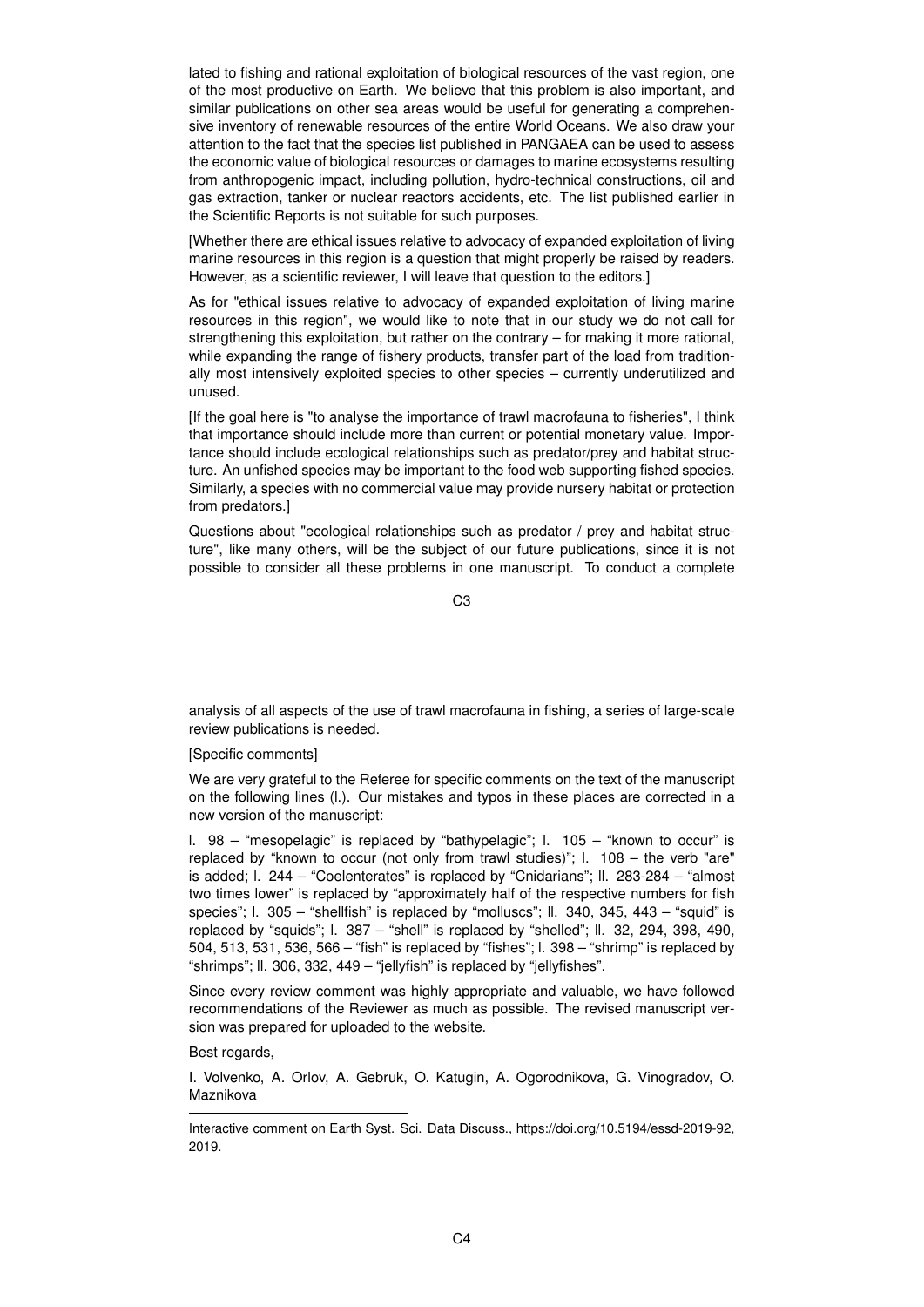lated to fishing and rational exploitation of biological resources of the vast region, one of the most productive on Earth. We believe that this problem is also important, and similar publications on other sea areas would be useful for generating a comprehensive inventory of renewable resources of the entire World Oceans. We also draw your attention to the fact that the species list published in PANGAEA can be used to assess the economic value of biological resources or damages to marine ecosystems resulting from anthropogenic impact, including pollution, hydro-technical constructions, oil and gas extraction, tanker or nuclear reactors accidents, etc. The list published earlier in the Scientific Reports is not suitable for such purposes.

[Whether there are ethical issues relative to advocacy of expanded exploitation of living marine resources in this region is a question that might properly be raised by readers. However, as a scientific reviewer, I will leave that question to the editors.]

As for "ethical issues relative to advocacy of expanded exploitation of living marine resources in this region", we would like to note that in our study we do not call for strengthening this exploitation, but rather on the contrary – for making it more rational, while expanding the range of fishery products, transfer part of the load from traditionally most intensively exploited species to other species – currently underutilized and unused.

[If the goal here is "to analyse the importance of trawl macrofauna to fisheries", I think that importance should include more than current or potential monetary value. Importance should include ecological relationships such as predator/prey and habitat structure. An unfished species may be important to the food web supporting fished species. Similarly, a species with no commercial value may provide nursery habitat or protection from predators.]

Questions about "ecological relationships such as predator / prey and habitat structure", like many others, will be the subject of our future publications, since it is not possible to consider all these problems in one manuscript. To conduct a complete analysis of all aspects of the use of trawl macrofauna in fishing, a series of large-scale review publications is needed.

[Specific comments]

We are very grateful to the Referee for specific comments on the text of the manuscript on the following lines (l.). Our mistakes and typos in these places are corrected in a new version of the manuscript:

l. 98 – "mesopelagic" is replaced by "bathypelagic"; l. 105 – "known to occur" is replaced by "known to occur (not only from trawl studies)"; l. 108 – the verb "are" is added; l. 244 – "Coelenterates" is replaced by "Cnidarians"; ll. 283-284 – "almost two times lower" is replaced by "approximately half of the respective numbers for fish species"; l. 305 – "shellfish" is replaced by "molluscs"; ll. 340, 345, 443 – "squid" is replaced by "squids"; l. 387 – "shell" is replaced by "shelled"; ll. 32, 294, 398, 490, 504, 513, 531, 536, 566 – "fish" is replaced by "fishes"; l. 398 – "shrimp" is replaced by "shrimps"; ll. 306, 332, 449 – "jellyfish" is replaced by "jellyfishes".

Since every review comment was highly appropriate and valuable, we have followed recommendations of the Reviewer as much as possible. The revised manuscript version was prepared for uploaded to the website.

Best regards,

I. Volvenko, A. Orlov, A. Gebruk, O. Katugin, A. Ogorodnikova, G. Vinogradov, O. Maznikova

---

Interactive comment on Earth Syst. Sci. Data Discuss., https://doi.org/10.5194/essd-2019-92, 2019.